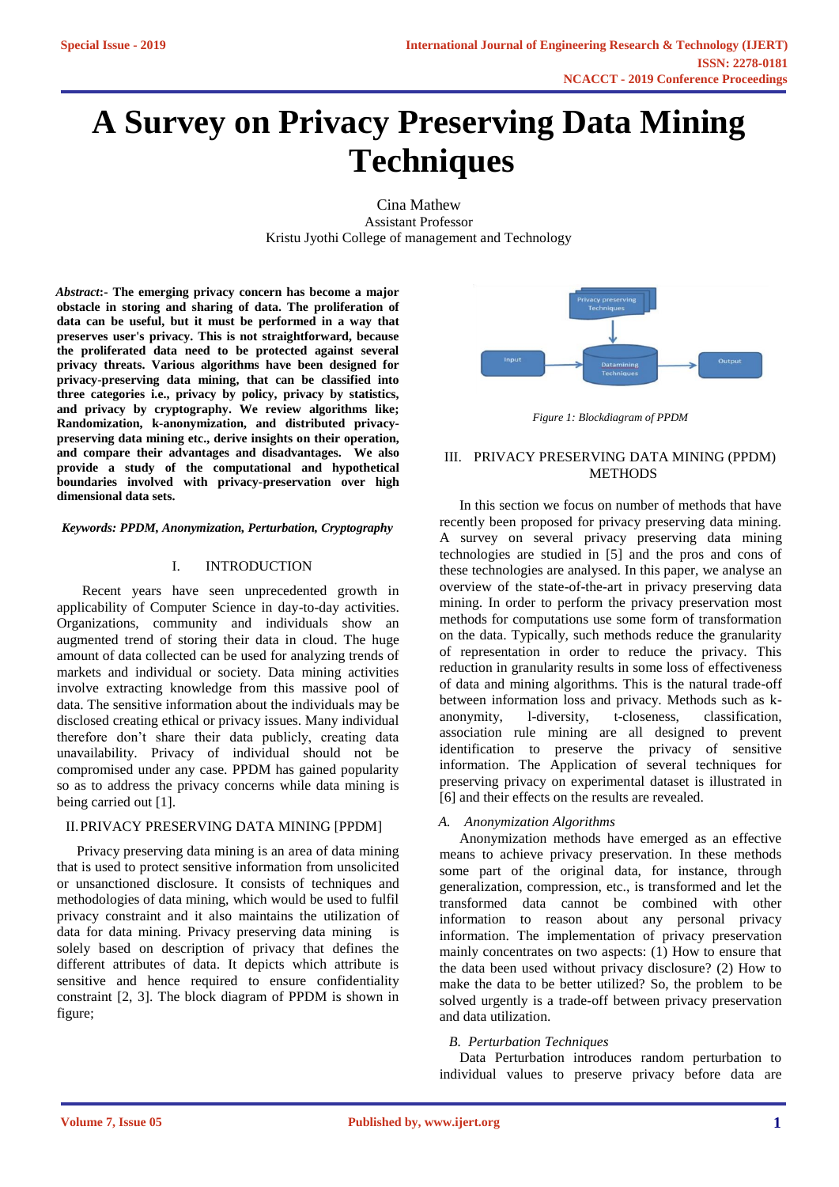# A Survey on Privacy Preserving Data Mining Techniques

Cina Mathew
Assistant Professor
Kristu Jyothi College of management and Technology

***Abstract*:- The emerging privacy concern has become a major obstacle in storing and sharing of data. The proliferation of data can be useful, but it must be performed in a way that preserves user's privacy. This is not straightforward, because the proliferated data need to be protected against several privacy threats. Various algorithms have been designed for privacy-preserving data mining, that can be classified into three categories i.e., privacy by policy, privacy by statistics, and privacy by cryptography. We review algorithms like; Randomization, k-anonymization, and distributed privacy-preserving data mining etc., derive insights on their operation, and compare their advantages and disadvantages. We also provide a study of the computational and hypothetical boundaries involved with privacy-preservation over high dimensional data sets.**

***Keywords: PPDM, Anonymization, Perturbation, Cryptography***

## I. INTRODUCTION

Recent years have seen unprecedented growth in applicability of Computer Science in day-to-day activities. Organizations, community and individuals show an augmented trend of storing their data in cloud. The huge amount of data collected can be used for analyzing trends of markets and individual or society. Data mining activities involve extracting knowledge from this massive pool of data. The sensitive information about the individuals may be disclosed creating ethical or privacy issues. Many individual therefore don't share their data publicly, creating data unavailability. Privacy of individual should not be compromised under any case. PPDM has gained popularity so as to address the privacy concerns while data mining is being carried out [1].

## II. PRIVACY PRESERVING DATA MINING [PPDM]

Privacy preserving data mining is an area of data mining that is used to protect sensitive information from unsolicited or unsanctioned disclosure. It consists of techniques and methodologies of data mining, which would be used to fulfil privacy constraint and it also maintains the utilization of data for data mining. Privacy preserving data mining is solely based on description of privacy that defines the different attributes of data. It depicts which attribute is sensitive and hence required to ensure confidentiality constraint [2, 3]. The block diagram of PPDM is shown in figure;

Privacy preserving Techniques → Datamining Techniques; Input → Datamining Techniques → Output

*Figure 1: Blockdiagram of PPDM*

## III. PRIVACY PRESERVING DATA MINING (PPDM) METHODS

In this section we focus on number of methods that have recently been proposed for privacy preserving data mining. A survey on several privacy preserving data mining technologies are studied in [5] and the pros and cons of these technologies are analysed. In this paper, we analyse an overview of the state-of-the-art in privacy preserving data mining. In order to perform the privacy preservation most methods for computations use some form of transformation on the data. Typically, such methods reduce the granularity of representation in order to reduce the privacy. This reduction in granularity results in some loss of effectiveness of data and mining algorithms. This is the natural trade-off between information loss and privacy. Methods such as k-anonymity, l-diversity, t-closeness, classification, association rule mining are all designed to prevent identification to preserve the privacy of sensitive information. The Application of several techniques for preserving privacy on experimental dataset is illustrated in [6] and their effects on the results are revealed.

### *A. Anonymization Algorithms*

Anonymization methods have emerged as an effective means to achieve privacy preservation. In these methods some part of the original data, for instance, through generalization, compression, etc., is transformed and let the transformed data cannot be combined with other information to reason about any personal privacy information. The implementation of privacy preservation mainly concentrates on two aspects: (1) How to ensure that the data been used without privacy disclosure? (2) How to make the data to be better utilized? So, the problem to be solved urgently is a trade-off between privacy preservation and data utilization.

### *B. Perturbation Techniques*

Data Perturbation introduces random perturbation to individual values to preserve privacy before data are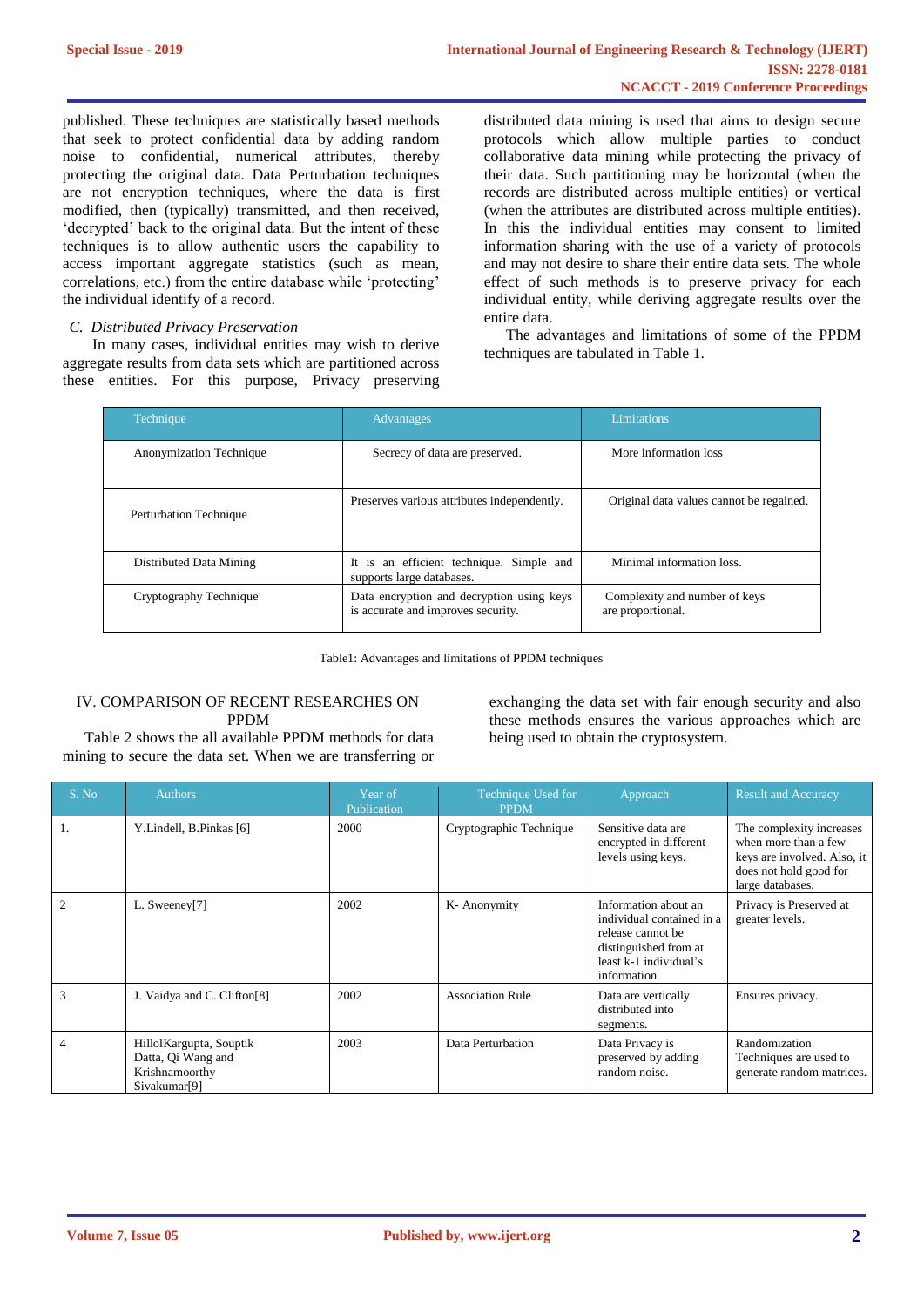published. These techniques are statistically based methods that seek to protect confidential data by adding random noise to confidential, numerical attributes, thereby protecting the original data. Data Perturbation techniques are not encryption techniques, where the data is first modified, then (typically) transmitted, and then received, 'decrypted' back to the original data. But the intent of these techniques is to allow authentic users the capability to access important aggregate statistics (such as mean, correlations, etc.) from the entire database while 'protecting' the individual identify of a record.

### *C. Distributed Privacy Preservation*

In many cases, individual entities may wish to derive aggregate results from data sets which are partitioned across these entities. For this purpose, Privacy preserving distributed data mining is used that aims to design secure protocols which allow multiple parties to conduct collaborative data mining while protecting the privacy of their data. Such partitioning may be horizontal (when the records are distributed across multiple entities) or vertical (when the attributes are distributed across multiple entities). In this the individual entities may consent to limited information sharing with the use of a variety of protocols and may not desire to share their entire data sets. The whole effect of such methods is to preserve privacy for each individual entity, while deriving aggregate results over the entire data.

The advantages and limitations of some of the PPDM techniques are tabulated in Table 1.

| Technique | Advantages | Limitations |
|---|---|---|
| Anonymization Technique | Secrecy of data are preserved. | More information loss |
| Perturbation Technique | Preserves various attributes independently. | Original data values cannot be regained. |
| Distributed Data Mining | It is an efficient technique. Simple and supports large databases. | Minimal information loss. |
| Cryptography Technique | Data encryption and decryption using keys is accurate and improves security. | Complexity and number of keys are proportional. |

Table1: Advantages and limitations of PPDM techniques

## IV. COMPARISON OF RECENT RESEARCHES ON PPDM

Table 2 shows the all available PPDM methods for data mining to secure the data set. When we are transferring or exchanging the data set with fair enough security and also these methods ensures the various approaches which are being used to obtain the cryptosystem.

| S. No | Authors | Year of Publication | Technique Used for PPDM | Approach | Result and Accuracy |
|---|---|---|---|---|---|
| 1. | Y.Lindell, B.Pinkas [6] | 2000 | Cryptographic Technique | Sensitive data are encrypted in different levels using keys. | The complexity increases when more than a few keys are involved. Also, it does not hold good for large databases. |
| 2 | L. Sweeney[7] | 2002 | K- Anonymity | Information about an individual contained in a release cannot be distinguished from at least k-1 individual's information. | Privacy is Preserved at greater levels. |
| 3 | J. Vaidya and C. Clifton[8] | 2002 | Association Rule | Data are vertically distributed into segments. | Ensures privacy. |
| 4 | HillolKargupta, Souptik Datta, Qi Wang and Krishnamoorthy Sivakumar[9] | 2003 | Data Perturbation | Data Privacy is preserved by adding random noise. | Randomization Techniques are used to generate random matrices. |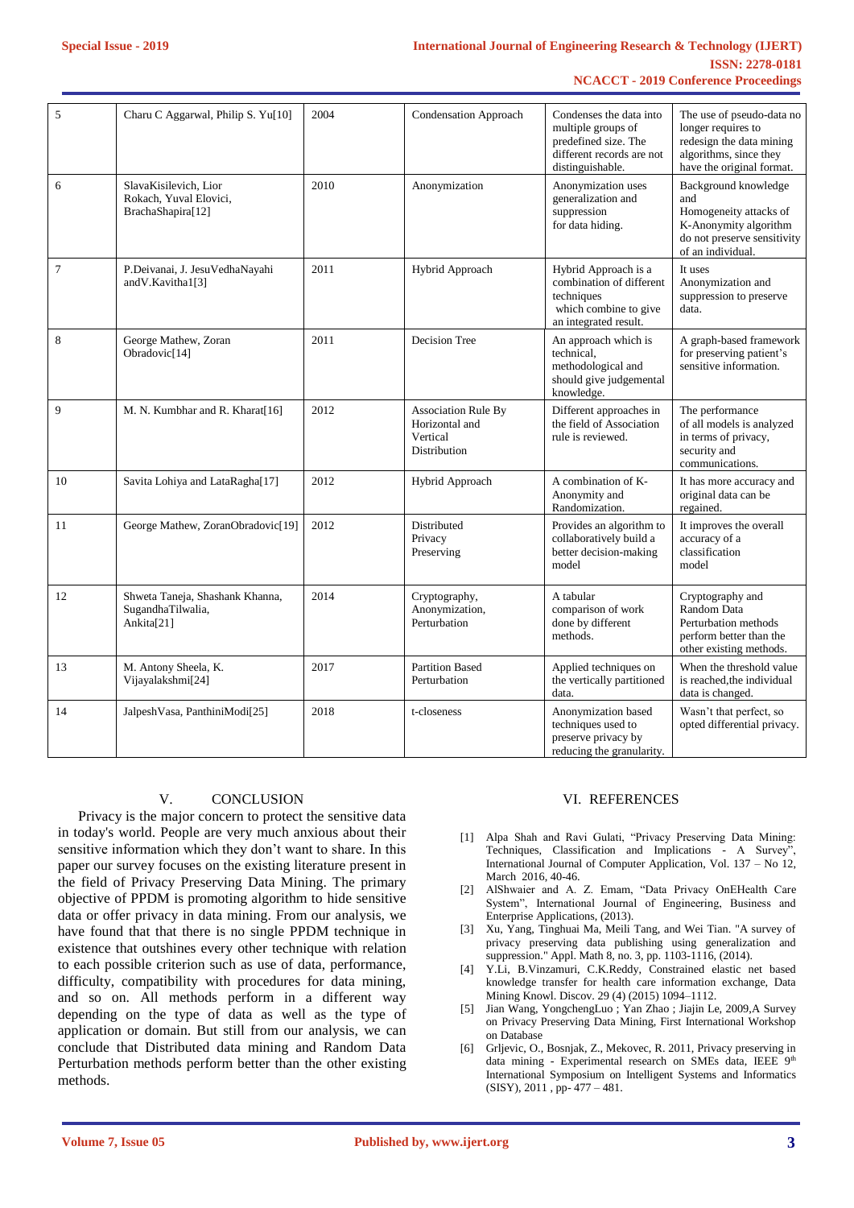| 5 | Charu C Aggarwal, Philip S. Yu[10] | 2004 | Condensation Approach | Condenses the data into multiple groups of predefined size. The different records are not distinguishable. | The use of pseudo-data no longer requires to redesign the data mining algorithms, since they have the original format. |
|---|---|---|---|---|---|
| 6 | SlavaKisilevich, Lior Rokach, Yuval Elovici, BrachaShapira[12] | 2010 | Anonymization | Anonymization uses generalization and suppression for data hiding. | Background knowledge and Homogeneity attacks of K-Anonymity algorithm do not preserve sensitivity of an individual. |
| 7 | P.Deivanai, J. JesuVedhaNayahi andV.Kavitha1[3] | 2011 | Hybrid Approach | Hybrid Approach is a combination of different techniques which combine to give an integrated result. | It uses Anonymization and suppression to preserve data. |
| 8 | George Mathew, Zoran Obradovic[14] | 2011 | Decision Tree | An approach which is technical, methodological and should give judgemental knowledge. | A graph-based framework for preserving patient's sensitive information. |
| 9 | M. N. Kumbhar and R. Kharat[16] | 2012 | Association Rule By Horizontal and Vertical Distribution | Different approaches in the field of Association rule is reviewed. | The performance of all models is analyzed in terms of privacy, security and communications. |
| 10 | Savita Lohiya and LataRagha[17] | 2012 | Hybrid Approach | A combination of K-Anonymity and Randomization. | It has more accuracy and original data can be regained. |
| 11 | George Mathew, ZoranObradovic[19] | 2012 | Distributed Privacy Preserving | Provides an algorithm to collaboratively build a better decision-making model | It improves the overall accuracy of a classification model |
| 12 | Shweta Taneja, Shashank Khanna, SugandhaTilwalia, Ankita[21] | 2014 | Cryptography, Anonymization, Perturbation | A tabular comparison of work done by different methods. | Cryptography and Random Data Perturbation methods perform better than the other existing methods. |
| 13 | M. Antony Sheela, K. Vijayalakshmi[24] | 2017 | Partition Based Perturbation | Applied techniques on the vertically partitioned data. | When the threshold value is reached,the individual data is changed. |
| 14 | JalpeshVasa, PanthiniModi[25] | 2018 | t-closeness | Anonymization based techniques used to preserve privacy by reducing the granularity. | Wasn't that perfect, so opted differential privacy. |

## V. CONCLUSION

Privacy is the major concern to protect the sensitive data in today's world. People are very much anxious about their sensitive information which they don't want to share. In this paper our survey focuses on the existing literature present in the field of Privacy Preserving Data Mining. The primary objective of PPDM is promoting algorithm to hide sensitive data or offer privacy in data mining. From our analysis, we have found that that there is no single PPDM technique in existence that outshines every other technique with relation to each possible criterion such as use of data, performance, difficulty, compatibility with procedures for data mining, and so on. All methods perform in a different way depending on the type of data as well as the type of application or domain. But still from our analysis, we can conclude that Distributed data mining and Random Data Perturbation methods perform better than the other existing methods.

## VI. REFERENCES

[1] Alpa Shah and Ravi Gulati, "Privacy Preserving Data Mining: Techniques, Classification and Implications - A Survey", International Journal of Computer Application, Vol. 137 – No 12, March 2016, 40-46.

[2] AlShwaier and A. Z. Emam, "Data Privacy OnEHealth Care System", International Journal of Engineering, Business and Enterprise Applications, (2013).

[3] Xu, Yang, Tinghuai Ma, Meili Tang, and Wei Tian. "A survey of privacy preserving data publishing using generalization and suppression." Appl. Math 8, no. 3, pp. 1103-1116, (2014).

[4] Y.Li, B.Vinzamuri, C.K.Reddy, Constrained elastic net based knowledge transfer for health care information exchange, Data Mining Knowl. Discov. 29 (4) (2015) 1094–1112.

[5] Jian Wang, YongchengLuo ; Yan Zhao ; Jiajin Le, 2009,A Survey on Privacy Preserving Data Mining, First International Workshop on Database

[6] Grljevic, O., Bosnjak, Z., Mekovec, R. 2011, Privacy preserving in data mining - Experimental research on SMEs data, IEEE 9th International Symposium on Intelligent Systems and Informatics (SISY), 2011 , pp- 477 – 481.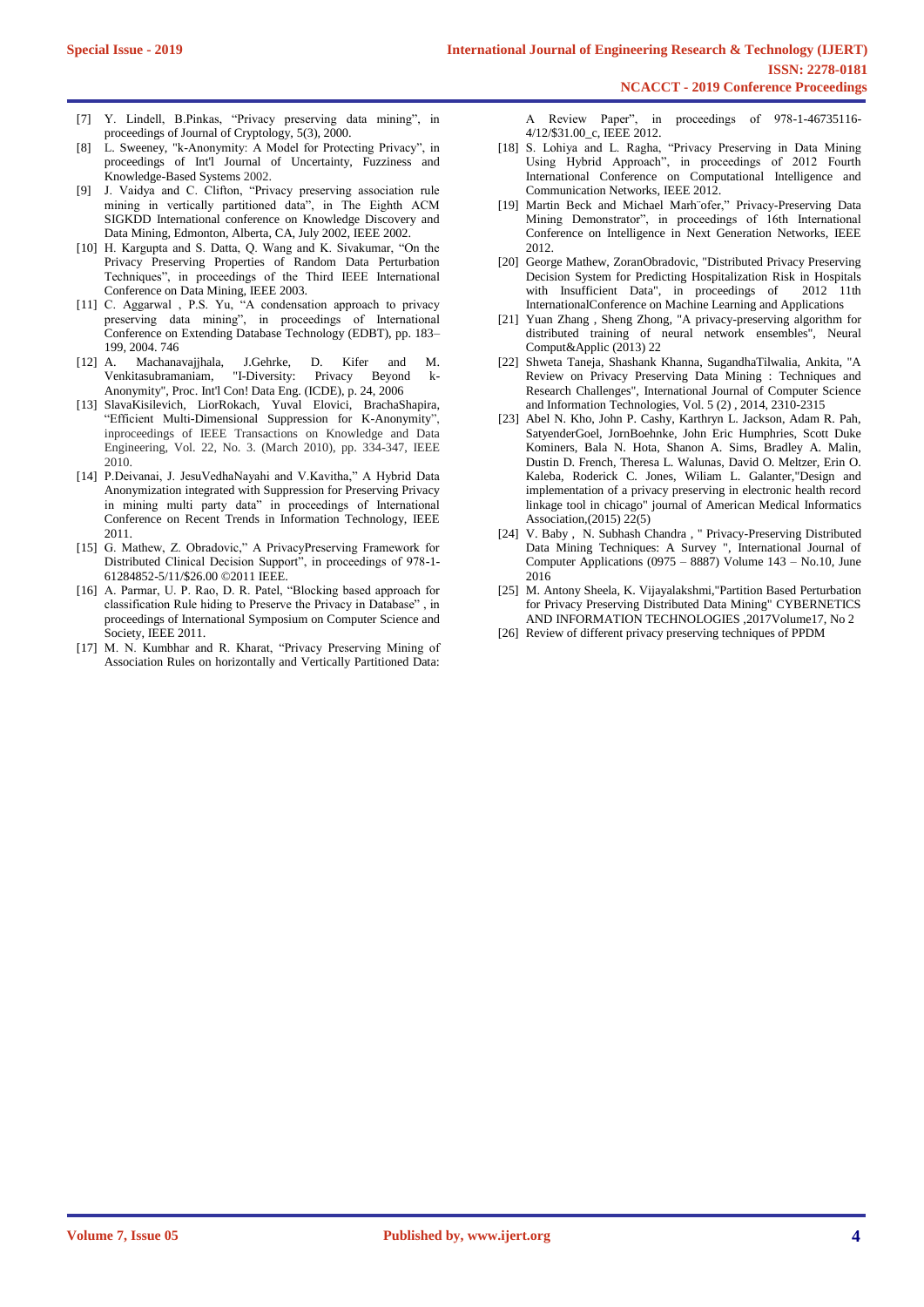[7] Y. Lindell, B.Pinkas, "Privacy preserving data mining", in proceedings of Journal of Cryptology, 5(3), 2000.

[8] L. Sweeney, "k-Anonymity: A Model for Protecting Privacy", in proceedings of Int'l Journal of Uncertainty, Fuzziness and Knowledge-Based Systems 2002.

[9] J. Vaidya and C. Clifton, "Privacy preserving association rule mining in vertically partitioned data", in The Eighth ACM SIGKDD International conference on Knowledge Discovery and Data Mining, Edmonton, Alberta, CA, July 2002, IEEE 2002.

[10] H. Kargupta and S. Datta, Q. Wang and K. Sivakumar, "On the Privacy Preserving Properties of Random Data Perturbation Techniques", in proceedings of the Third IEEE International Conference on Data Mining, IEEE 2003.

[11] C. Aggarwal , P.S. Yu, "A condensation approach to privacy preserving data mining", in proceedings of International Conference on Extending Database Technology (EDBT), pp. 183–199, 2004. 746

[12] A. Machanavajjhala, J.Gehrke, D. Kifer and M. Venkitasubramaniam, "I-Diversity: Privacy Beyond k-Anonymity", Proc. Int'l Con! Data Eng. (ICDE), p. 24, 2006

[13] SlavaKisilevich, LiorRokach, Yuval Elovici, BrachaShapira, "Efficient Multi-Dimensional Suppression for K-Anonymity", inproceedings of IEEE Transactions on Knowledge and Data Engineering, Vol. 22, No. 3. (March 2010), pp. 334-347, IEEE 2010.

[14] P.Deivanai, J. JesuVedhaNayahi and V.Kavitha," A Hybrid Data Anonymization integrated with Suppression for Preserving Privacy in mining multi party data" in proceedings of International Conference on Recent Trends in Information Technology, IEEE 2011.

[15] G. Mathew, Z. Obradovic," A PrivacyPreserving Framework for Distributed Clinical Decision Support", in proceedings of 978-1-61284852-5/11/$26.00 ©2011 IEEE.

[16] A. Parmar, U. P. Rao, D. R. Patel, "Blocking based approach for classification Rule hiding to Preserve the Privacy in Database" , in proceedings of International Symposium on Computer Science and Society, IEEE 2011.

[17] M. N. Kumbhar and R. Kharat, "Privacy Preserving Mining of Association Rules on horizontally and Vertically Partitioned Data: A Review Paper", in proceedings of 978-1-46735116-4/12/$31.00_c, IEEE 2012.

[18] S. Lohiya and L. Ragha, "Privacy Preserving in Data Mining Using Hybrid Approach", in proceedings of 2012 Fourth International Conference on Computational Intelligence and Communication Networks, IEEE 2012.

[19] Martin Beck and Michael Marh¨ofer," Privacy-Preserving Data Mining Demonstrator", in proceedings of 16th International Conference on Intelligence in Next Generation Networks, IEEE 2012.

[20] George Mathew, ZoranObradovic, "Distributed Privacy Preserving Decision System for Predicting Hospitalization Risk in Hospitals with Insufficient Data", in proceedings of 2012 11th InternationalConference on Machine Learning and Applications

[21] Yuan Zhang , Sheng Zhong, "A privacy-preserving algorithm for distributed training of neural network ensembles", Neural Comput&Applic (2013) 22

[22] Shweta Taneja, Shashank Khanna, SugandhaTilwalia, Ankita, "A Review on Privacy Preserving Data Mining : Techniques and Research Challenges", International Journal of Computer Science and Information Technologies, Vol. 5 (2) , 2014, 2310-2315

[23] Abel N. Kho, John P. Cashy, Karthryn L. Jackson, Adam R. Pah, SatyenderGoel, JornBoehnke, John Eric Humphries, Scott Duke Kominers, Bala N. Hota, Shanon A. Sims, Bradley A. Malin, Dustin D. French, Theresa L. Walunas, David O. Meltzer, Erin O. Kaleba, Roderick C. Jones, Wiliam L. Galanter,"Design and implementation of a privacy preserving in electronic health record linkage tool in chicago" journal of American Medical Informatics Association,(2015) 22(5)

[24] V. Baby , N. Subhash Chandra , " Privacy-Preserving Distributed Data Mining Techniques: A Survey ", International Journal of Computer Applications (0975 – 8887) Volume 143 – No.10, June 2016

[25] M. Antony Sheela, K. Vijayalakshmi,"Partition Based Perturbation for Privacy Preserving Distributed Data Mining" CYBERNETICS AND INFORMATION TECHNOLOGIES ,2017Volume17, No 2

[26] Review of different privacy preserving techniques of PPDM